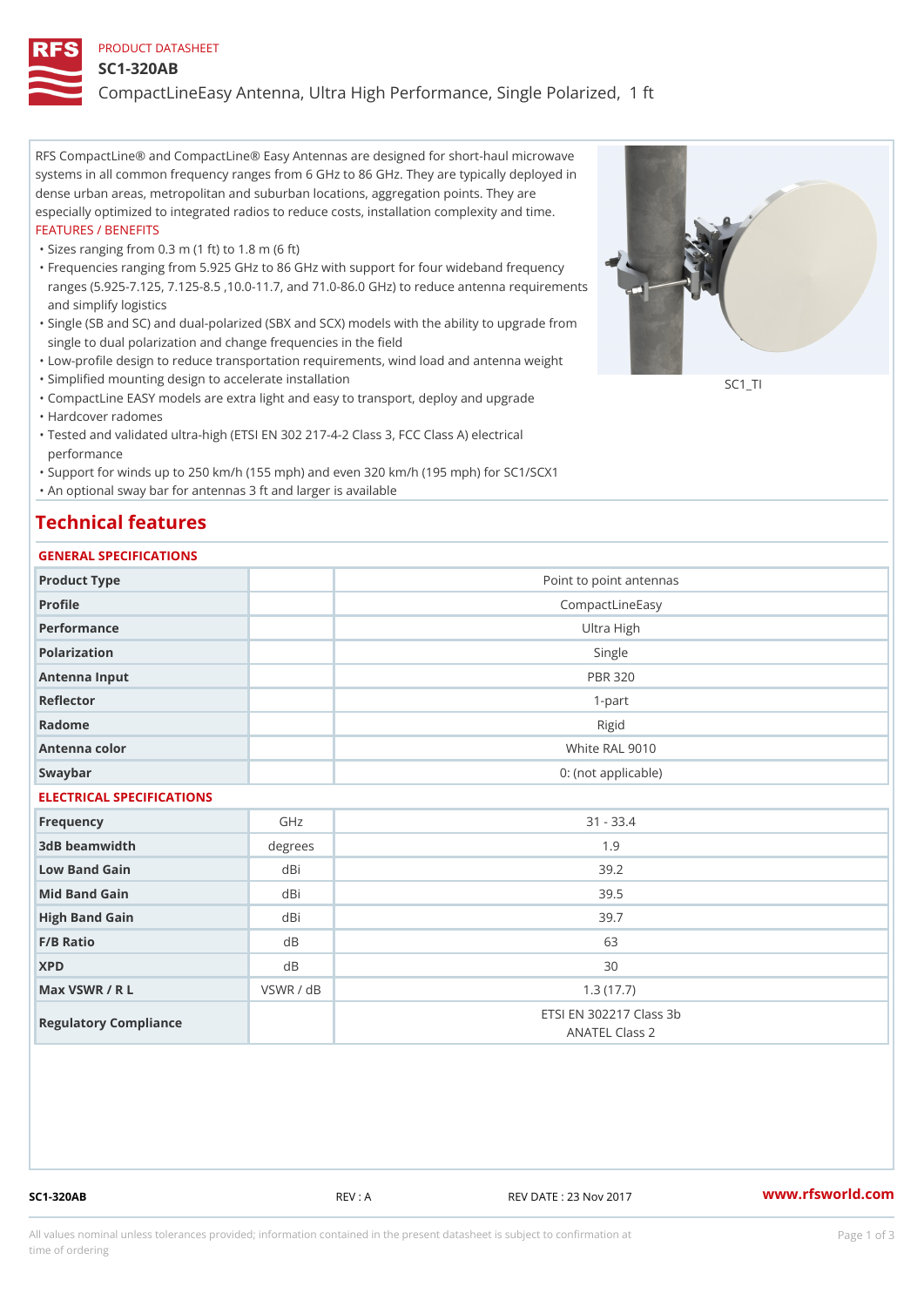PRODUCT DATASHEET

# SC1-320AB

## CompactLineEasy Antenna, Ultra High Performance, Single Polarized, 1 ft

RFS CompactLine® and CompactLine® Easy Antennas are designed for short-haul microwave systems in all common frequency ranges from 6 GHz to 86 GHz. They are typically deployed in dense urban areas, metropolitan and suburban locations, aggregation points. They are especially optimized to integrated radios to reduce costs, installation complexity and time.

FEATURES / BENEFITS

- Sizes ranging from 0.3 m (1 ft) to 1.8 m (6 ft)
- Frequencies ranging from 5.925 GHz to 86 GHz with support for four wideband frequency ranges (5.925-7.125, 7.125-8.5 ,10.0-11.7, and 71.0-86.0 GHz) to reduce antenna requirements and simplify logistics
- Single (SB and SC) and dual-polarized (SBX and SCX) models with the ability to upgrade from single to dual polarization and change frequencies in the field
- Low-profile design to reduce transportation requirements, wind load and antenna weight
- Simplified mounting design to accelerate installation
- CompactLine EASY models are extra light and easy to transport, deploy and upgrade
- Hardcover radomes
- Tested and validated ultra-high (ETSI EN 302 217-4-2 Class 3, FCC Class A) electrical performance
- Support for winds up to 250 km/h (155 mph) and even 320 km/h (195 mph) for SC1/SCX1
- An optional sway bar for antennas 3 ft and larger is available

SC1_TI

## Technical features

### GENERAL SPECIFICATIONS

| | | |
|---|---|---|
| Product Type | | Point to point antennas |
| Profile | | CompactLineEasy |
| Performance | | Ultra High |
| Polarization | | Single |
| Antenna Input | | PBR 320 |
| Reflector | | 1-part |
| Radome | | Rigid |
| Antenna color | | White RAL 9010 |
| Swaybar | | 0: (not applicable) |

### ELECTRICAL SPECIFICATIONS

| | | |
|---|---|---|
| Frequency | GHz | 31 - 33.4 |
| 3dB beamwidth | degrees | 1.9 |
| Low Band Gain | dBi | 39.2 |
| Mid Band Gain | dBi | 39.5 |
| High Band Gain | dBi | 39.7 |
| F/B Ratio | dB | 63 |
| XPD | dB | 30 |
| Max VSWR / R L | VSWR / dB | 1.3 (17.7) |
| Regulatory Compliance | | ETSI EN 302217 Class 3b<br>ANATEL Class 2 |

SC1-320AB REV : A REV DATE : 23 Nov 2017 www.rfsworld.com

All values nominal unless tolerances provided; information contained in the present datasheet is subject to confirmation at time of ordering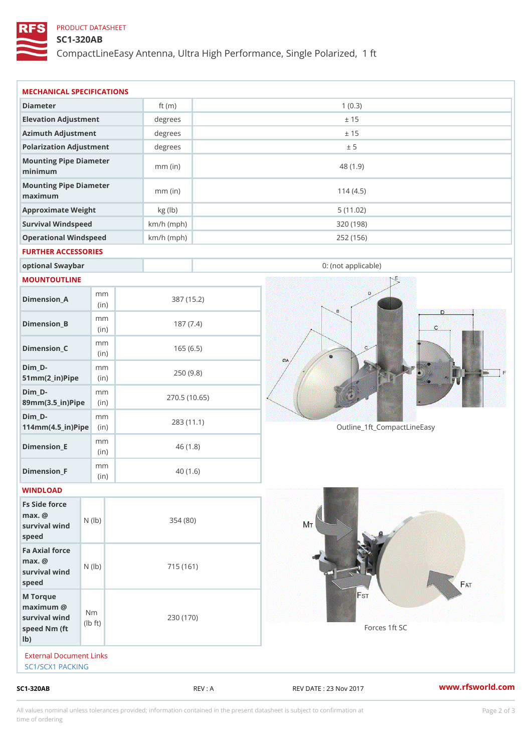PRODUCT DATASHEET

# SC1-320AB

CompactLineEasy Antenna, Ultra High Performance, Single Polarized, 1 ft

## MECHANICAL SPECIFICATIONS

| | | |
|---|---|---|
| Diameter | ft (m) | 1 (0.3) |
| Elevation Adjustment | degrees | ± 15 |
| Azimuth Adjustment | degrees | ± 15 |
| Polarization Adjustment | degrees | ± 5 |
| Mounting Pipe Diameter minimum | mm (in) | 48 (1.9) |
| Mounting Pipe Diameter maximum | mm (in) | 114 (4.5) |
| Approximate Weight | kg (lb) | 5 (11.02) |
| Survival Windspeed | km/h (mph) | 320 (198) |
| Operational Windspeed | km/h (mph) | 252 (156) |

## FURTHER ACCESSORIES

| | | |
|---|---|---|
| optional Swaybar | | 0: (not applicable) |

## MOUNTOUTLINE

| | | |
|---|---|---|
| Dimension_A | mm (in) | 387 (15.2) |
| Dimension_B | mm (in) | 187 (7.4) |
| Dimension_C | mm (in) | 165 (6.5) |
| Dim_D-51mm(2_in)Pipe | mm (in) | 250 (9.8) |
| Dim_D-89mm(3.5_in)Pipe | mm (in) | 270.5 (10.65) |
| Dim_D-114mm(4.5_in)Pipe | mm (in) | 283 (11.1) |
| Dimension_E | mm (in) | 46 (1.8) |
| Dimension_F | mm (in) | 40 (1.6) |

Outline_1ft_CompactLineEasy

## WINDLOAD

| | | |
|---|---|---|
| Fs Side force max. @ survival wind speed | N (lb) | 354 (80) |
| Fa Axial force max. @ survival wind speed | N (lb) | 715 (161) |
| M Torque maximum @ survival wind speed Nm (ft lb) | Nm (lb ft) | 230 (170) |

Forces 1ft SC

External Document Links

SC1/SCX1 PACKING

SC1-320AB REV : A REV DATE : 23 Nov 2017 www.rfsworld.com

All values nominal unless tolerances provided; information contained in the present datasheet is subject to confirmation at time of ordering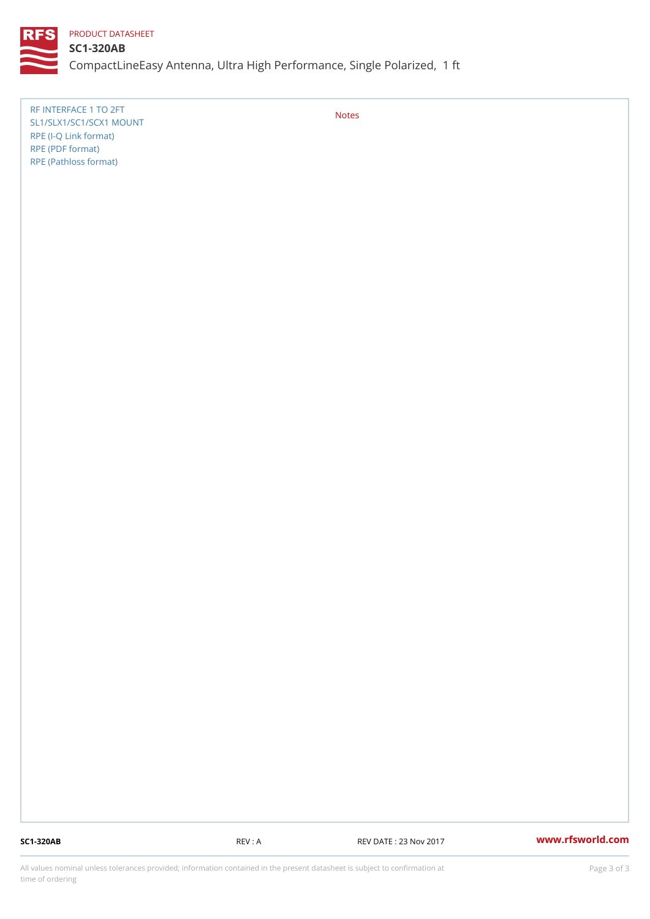RF INTERFACE 1 TO 2FT
SL1/SLX1/SC1/SCX1 MOUNT
RPE (I-Q Link format)
RPE (PDF format)
RPE (Pathloss format)

Notes